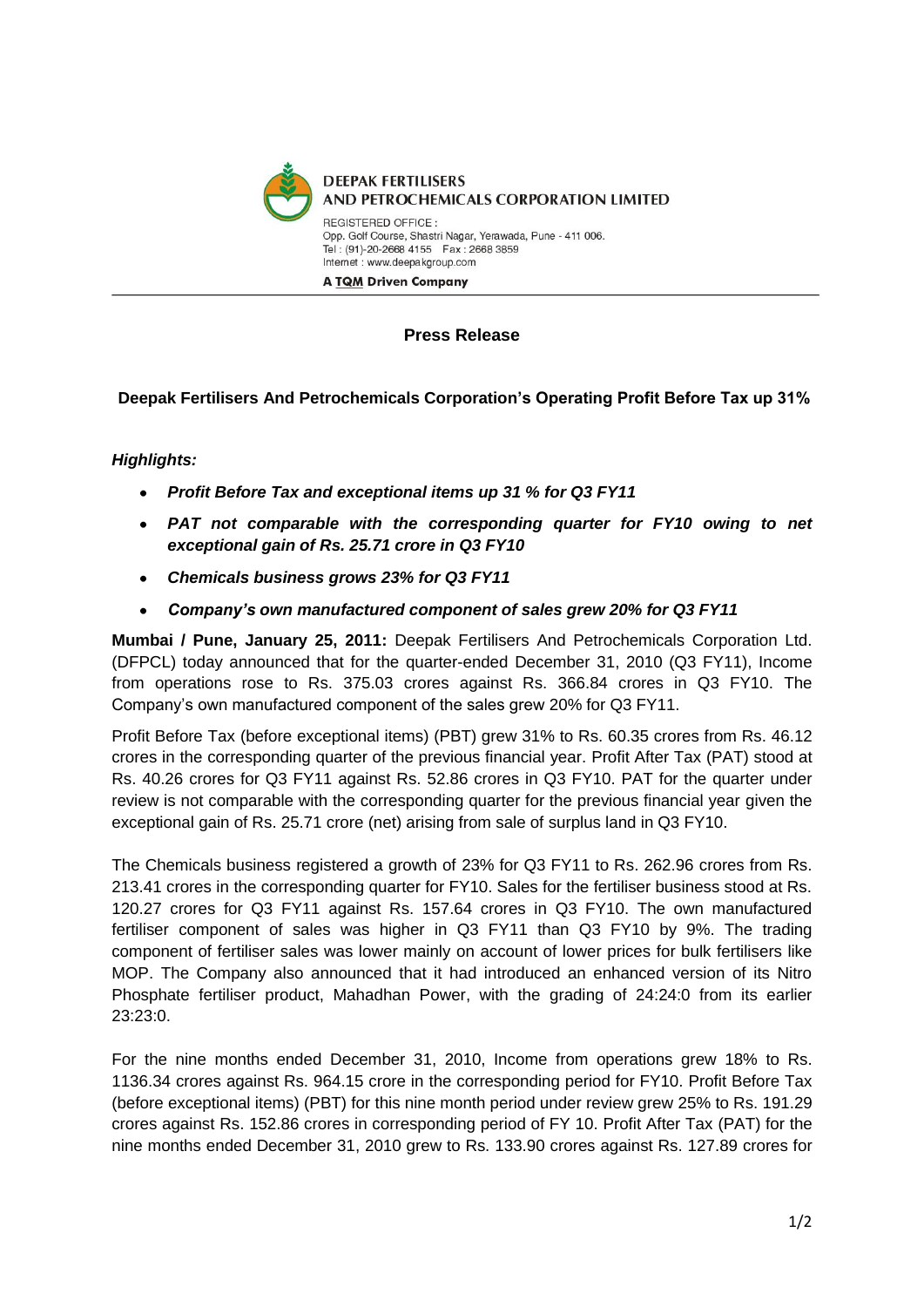**DEEPAK FERTILISERS AND PETROCHEMICALS CORPORATION LIMITED**

REGISTERED OFFICE :
Opp. Golf Course, Shastri Nagar, Yerawada, Pune - 411 006.
Tel : (91)-20-2668 4155 Fax : 2668 3859
Internet : www.deepakgroup.com

**A TQM Driven Company**

---

## Press Release

### Deepak Fertilisers And Petrochemicals Corporation's Operating Profit Before Tax up 31%

***Highlights:***

- ***Profit Before Tax and exceptional items up 31 % for Q3 FY11***
- ***PAT not comparable with the corresponding quarter for FY10 owing to net exceptional gain of Rs. 25.71 crore in Q3 FY10***
- ***Chemicals business grows 23% for Q3 FY11***
- ***Company's own manufactured component of sales grew 20% for Q3 FY11***

**Mumbai / Pune, January 25, 2011:** Deepak Fertilisers And Petrochemicals Corporation Ltd. (DFPCL) today announced that for the quarter-ended December 31, 2010 (Q3 FY11), Income from operations rose to Rs. 375.03 crores against Rs. 366.84 crores in Q3 FY10. The Company's own manufactured component of the sales grew 20% for Q3 FY11.

Profit Before Tax (before exceptional items) (PBT) grew 31% to Rs. 60.35 crores from Rs. 46.12 crores in the corresponding quarter of the previous financial year. Profit After Tax (PAT) stood at Rs. 40.26 crores for Q3 FY11 against Rs. 52.86 crores in Q3 FY10. PAT for the quarter under review is not comparable with the corresponding quarter for the previous financial year given the exceptional gain of Rs. 25.71 crore (net) arising from sale of surplus land in Q3 FY10.

The Chemicals business registered a growth of 23% for Q3 FY11 to Rs. 262.96 crores from Rs. 213.41 crores in the corresponding quarter for FY10. Sales for the fertiliser business stood at Rs. 120.27 crores for Q3 FY11 against Rs. 157.64 crores in Q3 FY10. The own manufactured fertiliser component of sales was higher in Q3 FY11 than Q3 FY10 by 9%. The trading component of fertiliser sales was lower mainly on account of lower prices for bulk fertilisers like MOP. The Company also announced that it had introduced an enhanced version of its Nitro Phosphate fertiliser product, Mahadhan Power, with the grading of 24:24:0 from its earlier 23:23:0.

For the nine months ended December 31, 2010, Income from operations grew 18% to Rs. 1136.34 crores against Rs. 964.15 crore in the corresponding period for FY10. Profit Before Tax (before exceptional items) (PBT) for this nine month period under review grew 25% to Rs. 191.29 crores against Rs. 152.86 crores in corresponding period of FY 10. Profit After Tax (PAT) for the nine months ended December 31, 2010 grew to Rs. 133.90 crores against Rs. 127.89 crores for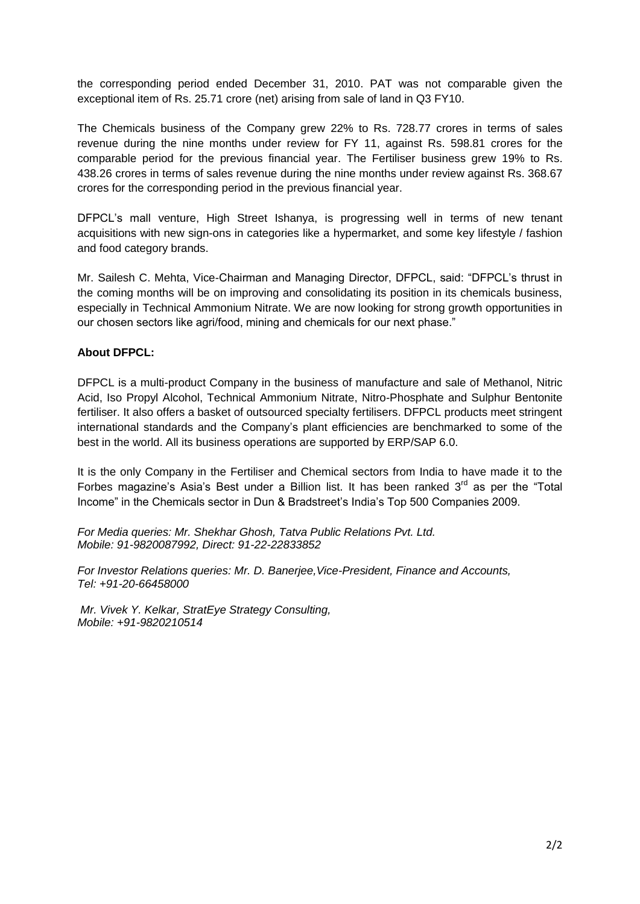the corresponding period ended December 31, 2010. PAT was not comparable given the exceptional item of Rs. 25.71 crore (net) arising from sale of land in Q3 FY10.

The Chemicals business of the Company grew 22% to Rs. 728.77 crores in terms of sales revenue during the nine months under review for FY 11, against Rs. 598.81 crores for the comparable period for the previous financial year. The Fertiliser business grew 19% to Rs. 438.26 crores in terms of sales revenue during the nine months under review against Rs. 368.67 crores for the corresponding period in the previous financial year.

DFPCL's mall venture, High Street Ishanya, is progressing well in terms of new tenant acquisitions with new sign-ons in categories like a hypermarket, and some key lifestyle / fashion and food category brands.

Mr. Sailesh C. Mehta, Vice-Chairman and Managing Director, DFPCL, said: "DFPCL's thrust in the coming months will be on improving and consolidating its position in its chemicals business, especially in Technical Ammonium Nitrate. We are now looking for strong growth opportunities in our chosen sectors like agri/food, mining and chemicals for our next phase."

**About DFPCL:**

DFPCL is a multi-product Company in the business of manufacture and sale of Methanol, Nitric Acid, Iso Propyl Alcohol, Technical Ammonium Nitrate, Nitro-Phosphate and Sulphur Bentonite fertiliser. It also offers a basket of outsourced specialty fertilisers. DFPCL products meet stringent international standards and the Company's plant efficiencies are benchmarked to some of the best in the world. All its business operations are supported by ERP/SAP 6.0.

It is the only Company in the Fertiliser and Chemical sectors from India to have made it to the Forbes magazine's Asia's Best under a Billion list. It has been ranked 3rd as per the "Total Income" in the Chemicals sector in Dun & Bradstreet's India's Top 500 Companies 2009.

*For Media queries: Mr. Shekhar Ghosh, Tatva Public Relations Pvt. Ltd.*
*Mobile: 91-9820087992, Direct: 91-22-22833852*

*For Investor Relations queries: Mr. D. Banerjee,Vice-President, Finance and Accounts,*
*Tel: +91-20-66458000*

*Mr. Vivek Y. Kelkar, StratEye Strategy Consulting,*
*Mobile: +91-9820210514*